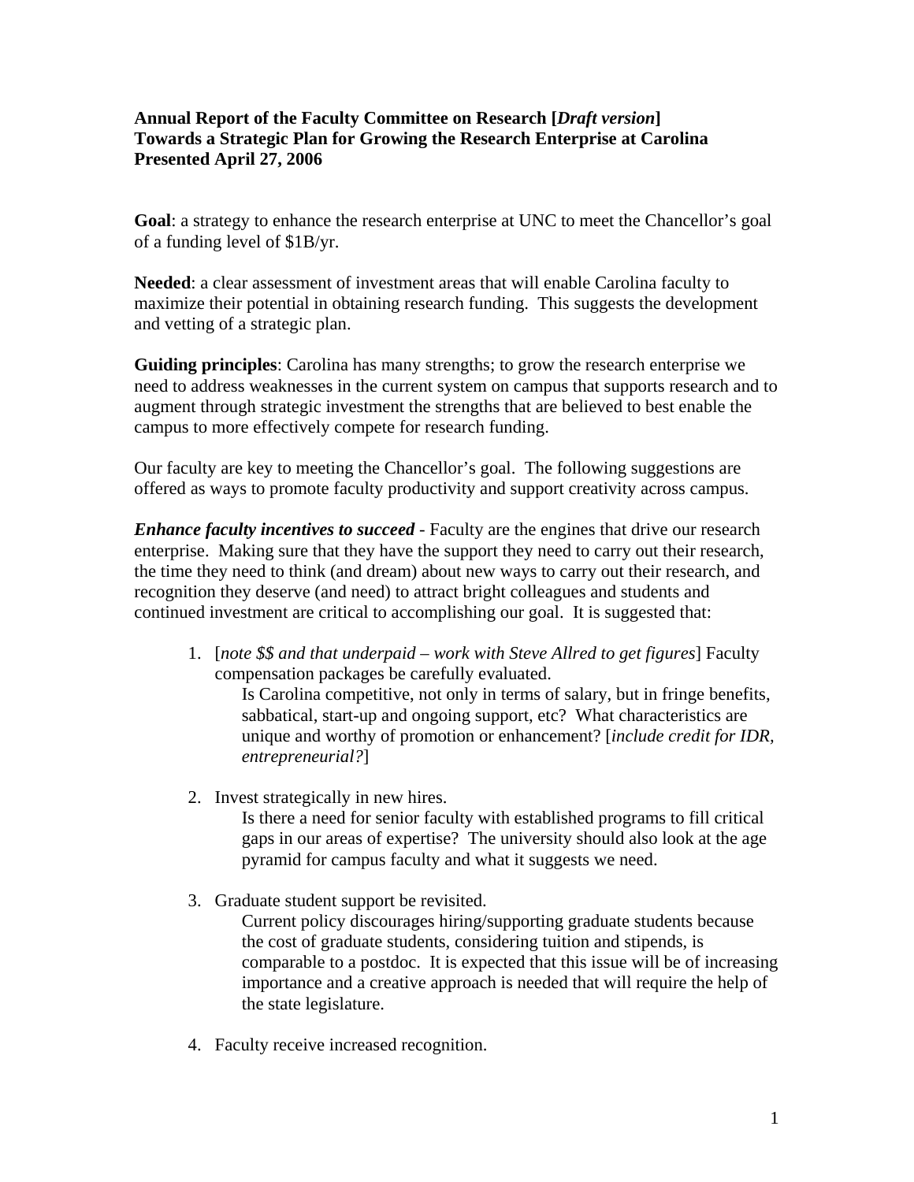**Annual Report of the Faculty Committee on Research [*Draft version*]**
**Towards a Strategic Plan for Growing the Research Enterprise at Carolina**
**Presented April 27, 2006**

**Goal**: a strategy to enhance the research enterprise at UNC to meet the Chancellor's goal of a funding level of $1B/yr.

**Needed**: a clear assessment of investment areas that will enable Carolina faculty to maximize their potential in obtaining research funding. This suggests the development and vetting of a strategic plan.

**Guiding principles**: Carolina has many strengths; to grow the research enterprise we need to address weaknesses in the current system on campus that supports research and to augment through strategic investment the strengths that are believed to best enable the campus to more effectively compete for research funding.

Our faculty are key to meeting the Chancellor's goal. The following suggestions are offered as ways to promote faculty productivity and support creativity across campus.

***Enhance faculty incentives to succeed*** - Faculty are the engines that drive our research enterprise. Making sure that they have the support they need to carry out their research, the time they need to think (and dream) about new ways to carry out their research, and recognition they deserve (and need) to attract bright colleagues and students and continued investment are critical to accomplishing our goal. It is suggested that:

1. [*note $$ and that underpaid – work with Steve Allred to get figures*] Faculty compensation packages be carefully evaluated.

   Is Carolina competitive, not only in terms of salary, but in fringe benefits, sabbatical, start-up and ongoing support, etc? What characteristics are unique and worthy of promotion or enhancement? [*include credit for IDR, entrepreneurial?*]

2. Invest strategically in new hires.

   Is there a need for senior faculty with established programs to fill critical gaps in our areas of expertise? The university should also look at the age pyramid for campus faculty and what it suggests we need.

3. Graduate student support be revisited.

   Current policy discourages hiring/supporting graduate students because the cost of graduate students, considering tuition and stipends, is comparable to a postdoc. It is expected that this issue will be of increasing importance and a creative approach is needed that will require the help of the state legislature.

4. Faculty receive increased recognition.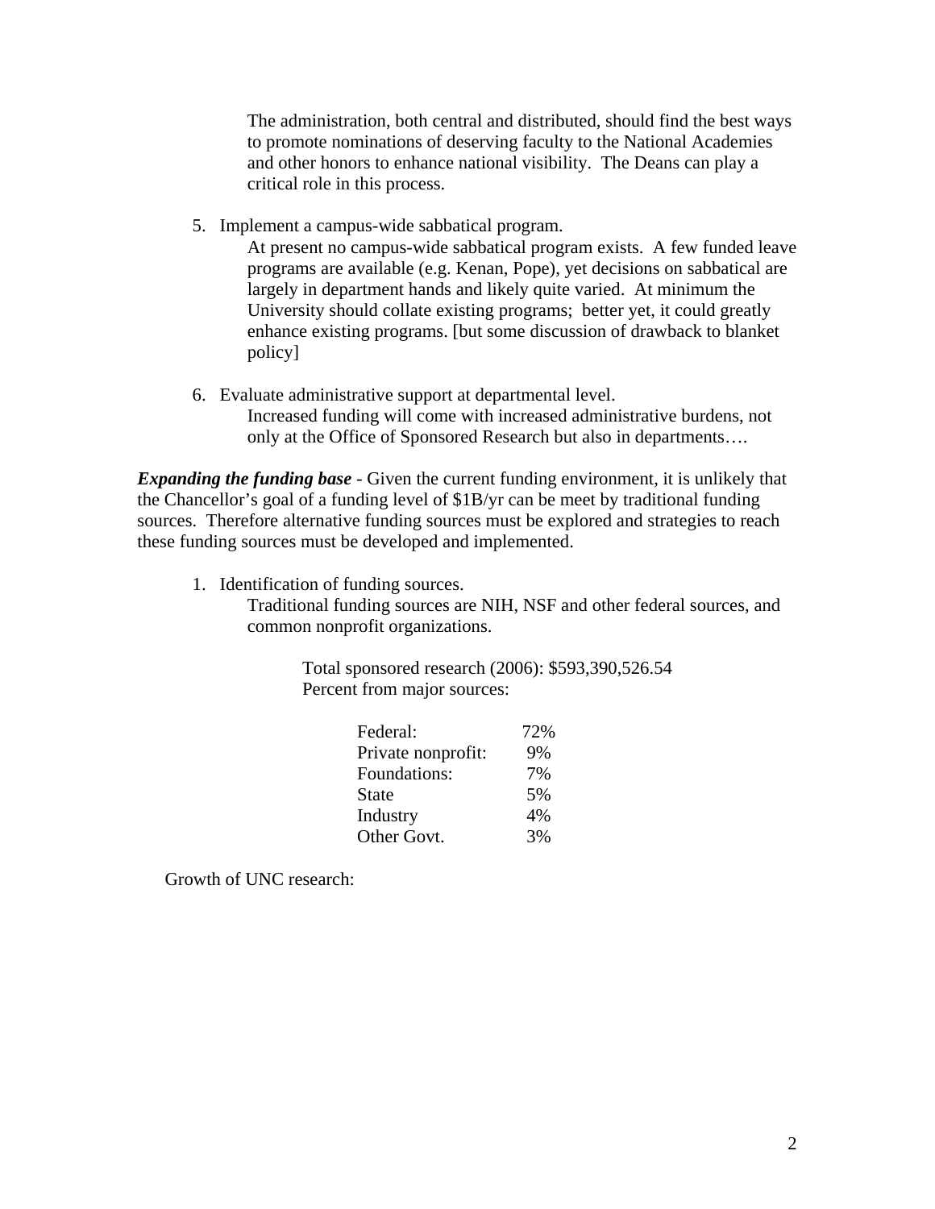The administration, both central and distributed, should find the best ways to promote nominations of deserving faculty to the National Academies and other honors to enhance national visibility. The Deans can play a critical role in this process.

5. Implement a campus-wide sabbatical program.

   At present no campus-wide sabbatical program exists. A few funded leave programs are available (e.g. Kenan, Pope), yet decisions on sabbatical are largely in department hands and likely quite varied. At minimum the University should collate existing programs; better yet, it could greatly enhance existing programs. [but some discussion of drawback to blanket policy]

6. Evaluate administrative support at departmental level.

   Increased funding will come with increased administrative burdens, not only at the Office of Sponsored Research but also in departments….

***Expanding the funding base*** - Given the current funding environment, it is unlikely that the Chancellor's goal of a funding level of $1B/yr can be meet by traditional funding sources. Therefore alternative funding sources must be explored and strategies to reach these funding sources must be developed and implemented.

1. Identification of funding sources.

   Traditional funding sources are NIH, NSF and other federal sources, and common nonprofit organizations.

   Total sponsored research (2006): $593,390,526.54
   Percent from major sources:

   | Source | Percent |
   |---|---|
   | Federal: | 72% |
   | Private nonprofit: | 9% |
   | Foundations: | 7% |
   | State | 5% |
   | Industry | 4% |
   | Other Govt. | 3% |

Growth of UNC research: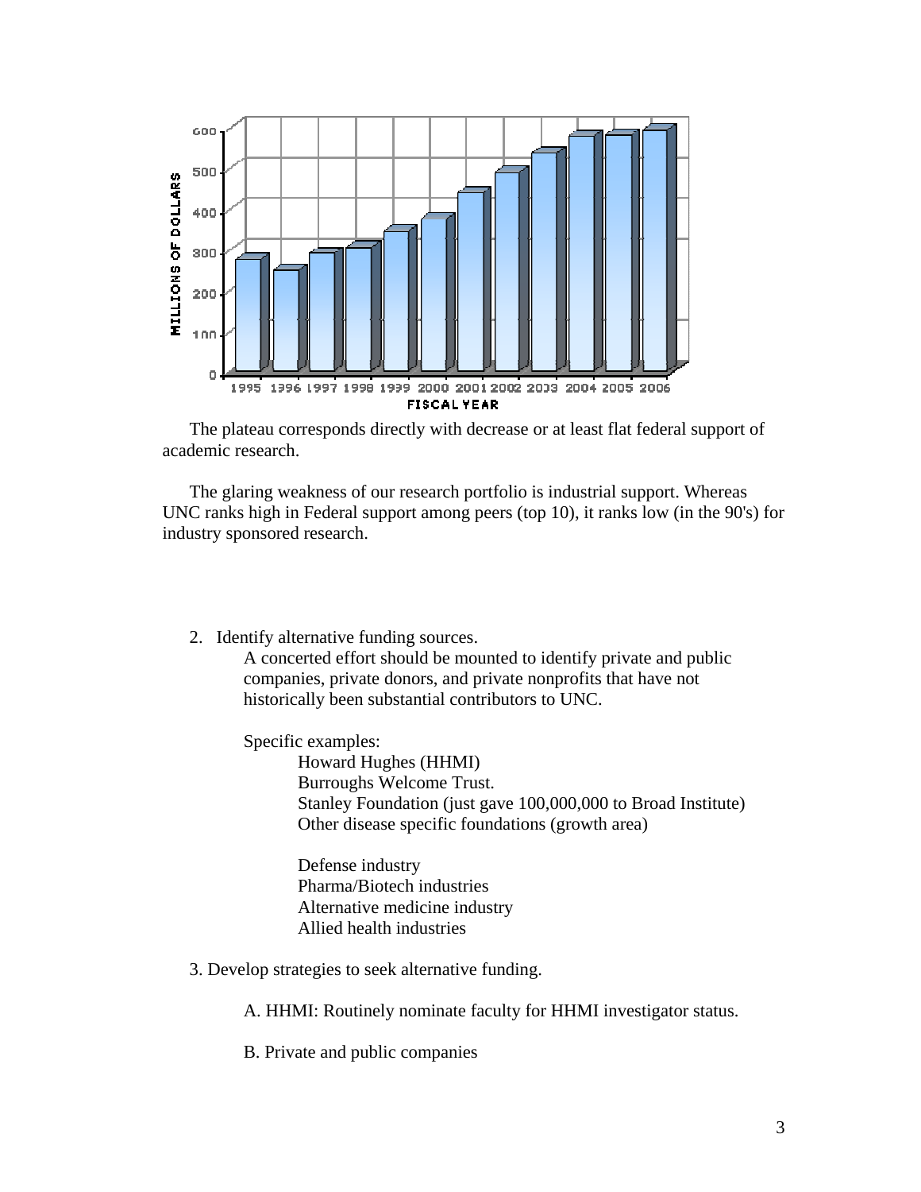The plateau corresponds directly with decrease or at least flat federal support of academic research.

The glaring weakness of our research portfolio is industrial support. Whereas UNC ranks high in Federal support among peers (top 10), it ranks low (in the 90's) for industry sponsored research.

2. Identify alternative funding sources.

   A concerted effort should be mounted to identify private and public companies, private donors, and private nonprofits that have not historically been substantial contributors to UNC.

   Specific examples:

   - Howard Hughes (HHMI)
   - Burroughs Welcome Trust.
   - Stanley Foundation (just gave 100,000,000 to Broad Institute)
   - Other disease specific foundations (growth area)

   - Defense industry
   - Pharma/Biotech industries
   - Alternative medicine industry
   - Allied health industries

3. Develop strategies to seek alternative funding.

   A. HHMI: Routinely nominate faculty for HHMI investigator status.

   B. Private and public companies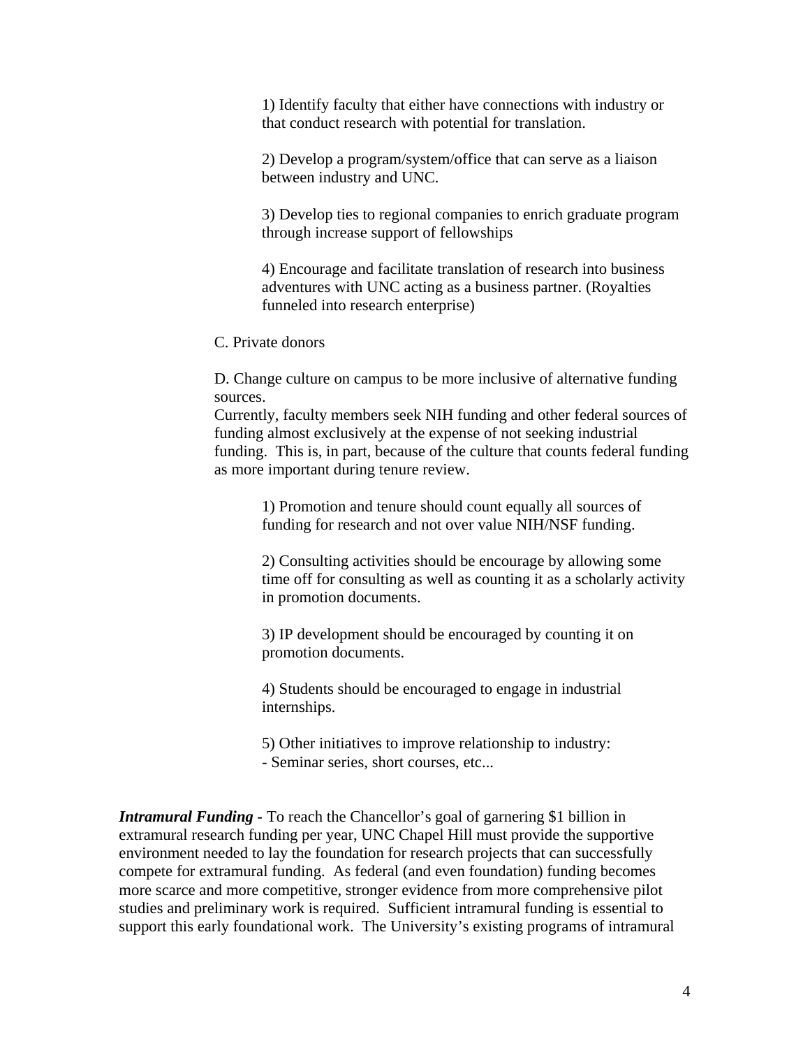1) Identify faculty that either have connections with industry or that conduct research with potential for translation.

2) Develop a program/system/office that can serve as a liaison between industry and UNC.

3) Develop ties to regional companies to enrich graduate program through increase support of fellowships

4) Encourage and facilitate translation of research into business adventures with UNC acting as a business partner. (Royalties funneled into research enterprise)

C. Private donors

D. Change culture on campus to be more inclusive of alternative funding sources.
Currently, faculty members seek NIH funding and other federal sources of funding almost exclusively at the expense of not seeking industrial funding. This is, in part, because of the culture that counts federal funding as more important during tenure review.

1) Promotion and tenure should count equally all sources of funding for research and not over value NIH/NSF funding.

2) Consulting activities should be encourage by allowing some time off for consulting as well as counting it as a scholarly activity in promotion documents.

3) IP development should be encouraged by counting it on promotion documents.

4) Students should be encouraged to engage in industrial internships.

5) Other initiatives to improve relationship to industry:
- Seminar series, short courses, etc...

***Intramural Funding*** **-** To reach the Chancellor's goal of garnering $1 billion in extramural research funding per year, UNC Chapel Hill must provide the supportive environment needed to lay the foundation for research projects that can successfully compete for extramural funding. As federal (and even foundation) funding becomes more scarce and more competitive, stronger evidence from more comprehensive pilot studies and preliminary work is required. Sufficient intramural funding is essential to support this early foundational work. The University's existing programs of intramural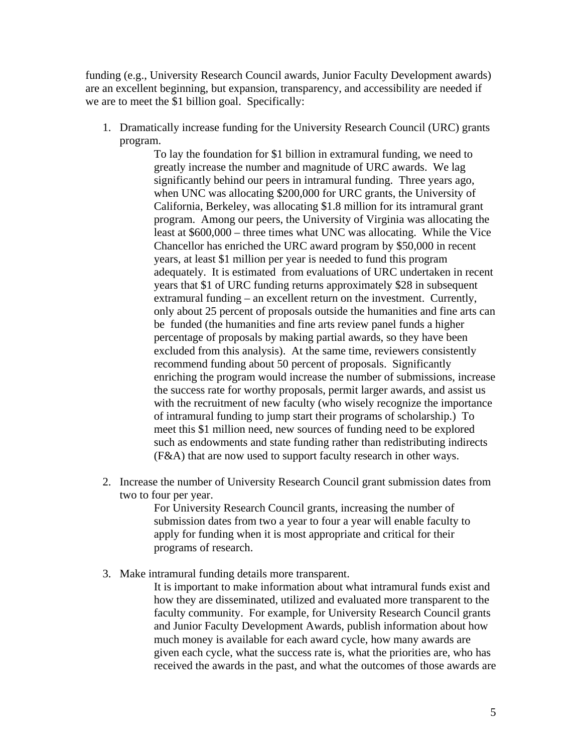funding (e.g., University Research Council awards, Junior Faculty Development awards) are an excellent beginning, but expansion, transparency, and accessibility are needed if we are to meet the $1 billion goal. Specifically:

1. Dramatically increase funding for the University Research Council (URC) grants program.

   To lay the foundation for $1 billion in extramural funding, we need to greatly increase the number and magnitude of URC awards. We lag significantly behind our peers in intramural funding. Three years ago, when UNC was allocating $200,000 for URC grants, the University of California, Berkeley, was allocating $1.8 million for its intramural grant program. Among our peers, the University of Virginia was allocating the least at $600,000 – three times what UNC was allocating. While the Vice Chancellor has enriched the URC award program by $50,000 in recent years, at least $1 million per year is needed to fund this program adequately. It is estimated from evaluations of URC undertaken in recent years that $1 of URC funding returns approximately $28 in subsequent extramural funding – an excellent return on the investment. Currently, only about 25 percent of proposals outside the humanities and fine arts can be funded (the humanities and fine arts review panel funds a higher percentage of proposals by making partial awards, so they have been excluded from this analysis). At the same time, reviewers consistently recommend funding about 50 percent of proposals. Significantly enriching the program would increase the number of submissions, increase the success rate for worthy proposals, permit larger awards, and assist us with the recruitment of new faculty (who wisely recognize the importance of intramural funding to jump start their programs of scholarship.) To meet this $1 million need, new sources of funding need to be explored such as endowments and state funding rather than redistributing indirects (F&A) that are now used to support faculty research in other ways.

2. Increase the number of University Research Council grant submission dates from two to four per year.

   For University Research Council grants, increasing the number of submission dates from two a year to four a year will enable faculty to apply for funding when it is most appropriate and critical for their programs of research.

3. Make intramural funding details more transparent.

   It is important to make information about what intramural funds exist and how they are disseminated, utilized and evaluated more transparent to the faculty community. For example, for University Research Council grants and Junior Faculty Development Awards, publish information about how much money is available for each award cycle, how many awards are given each cycle, what the success rate is, what the priorities are, who has received the awards in the past, and what the outcomes of those awards are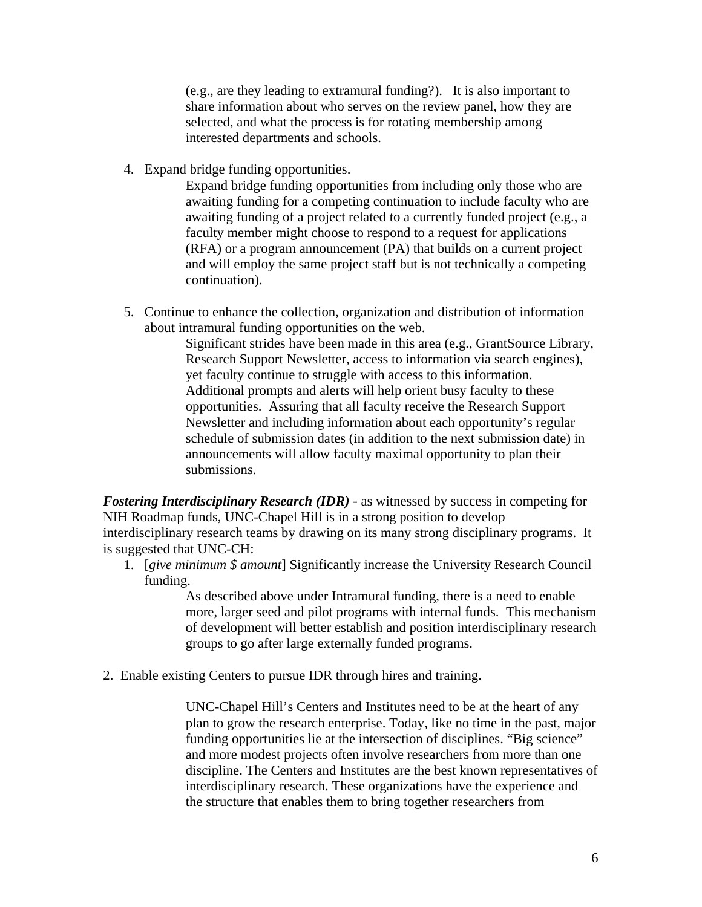(e.g., are they leading to extramural funding?). It is also important to share information about who serves on the review panel, how they are selected, and what the process is for rotating membership among interested departments and schools.

4. Expand bridge funding opportunities.

   Expand bridge funding opportunities from including only those who are awaiting funding for a competing continuation to include faculty who are awaiting funding of a project related to a currently funded project (e.g., a faculty member might choose to respond to a request for applications (RFA) or a program announcement (PA) that builds on a current project and will employ the same project staff but is not technically a competing continuation).

5. Continue to enhance the collection, organization and distribution of information about intramural funding opportunities on the web.

   Significant strides have been made in this area (e.g., GrantSource Library, Research Support Newsletter, access to information via search engines), yet faculty continue to struggle with access to this information. Additional prompts and alerts will help orient busy faculty to these opportunities. Assuring that all faculty receive the Research Support Newsletter and including information about each opportunity's regular schedule of submission dates (in addition to the next submission date) in announcements will allow faculty maximal opportunity to plan their submissions.

***Fostering Interdisciplinary Research (IDR)*** - as witnessed by success in competing for NIH Roadmap funds, UNC-Chapel Hill is in a strong position to develop interdisciplinary research teams by drawing on its many strong disciplinary programs. It is suggested that UNC-CH:

1. [*give minimum $ amount*] Significantly increase the University Research Council funding.

   As described above under Intramural funding, there is a need to enable more, larger seed and pilot programs with internal funds. This mechanism of development will better establish and position interdisciplinary research groups to go after large externally funded programs.

2. Enable existing Centers to pursue IDR through hires and training.

   UNC-Chapel Hill's Centers and Institutes need to be at the heart of any plan to grow the research enterprise. Today, like no time in the past, major funding opportunities lie at the intersection of disciplines. "Big science" and more modest projects often involve researchers from more than one discipline. The Centers and Institutes are the best known representatives of interdisciplinary research. These organizations have the experience and the structure that enables them to bring together researchers from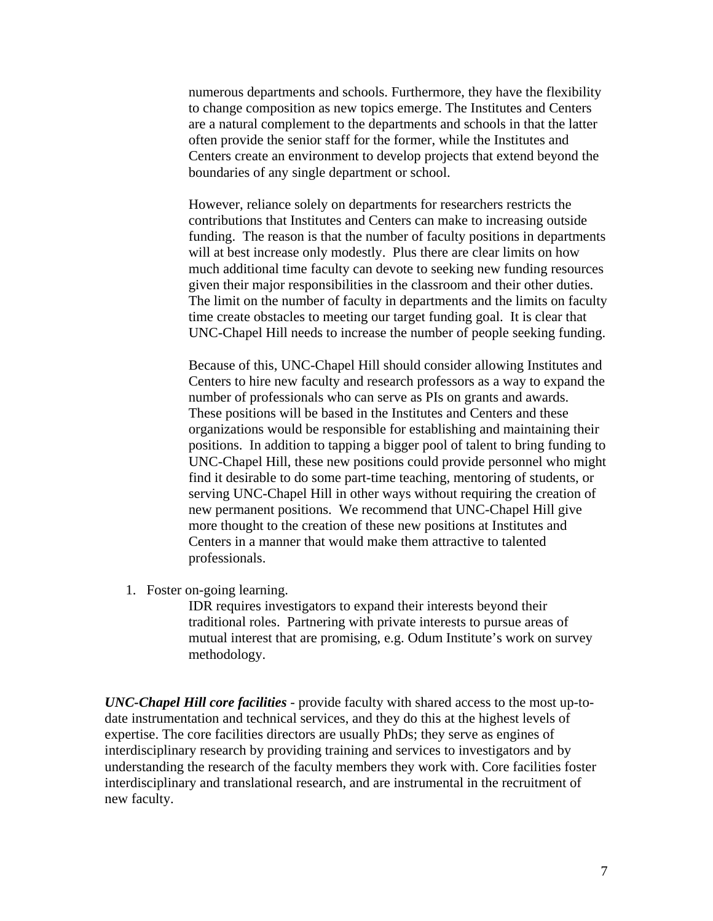numerous departments and schools. Furthermore, they have the flexibility to change composition as new topics emerge. The Institutes and Centers are a natural complement to the departments and schools in that the latter often provide the senior staff for the former, while the Institutes and Centers create an environment to develop projects that extend beyond the boundaries of any single department or school.

However, reliance solely on departments for researchers restricts the contributions that Institutes and Centers can make to increasing outside funding. The reason is that the number of faculty positions in departments will at best increase only modestly. Plus there are clear limits on how much additional time faculty can devote to seeking new funding resources given their major responsibilities in the classroom and their other duties. The limit on the number of faculty in departments and the limits on faculty time create obstacles to meeting our target funding goal. It is clear that UNC-Chapel Hill needs to increase the number of people seeking funding.

Because of this, UNC-Chapel Hill should consider allowing Institutes and Centers to hire new faculty and research professors as a way to expand the number of professionals who can serve as PIs on grants and awards. These positions will be based in the Institutes and Centers and these organizations would be responsible for establishing and maintaining their positions. In addition to tapping a bigger pool of talent to bring funding to UNC-Chapel Hill, these new positions could provide personnel who might find it desirable to do some part-time teaching, mentoring of students, or serving UNC-Chapel Hill in other ways without requiring the creation of new permanent positions. We recommend that UNC-Chapel Hill give more thought to the creation of these new positions at Institutes and Centers in a manner that would make them attractive to talented professionals.

1. Foster on-going learning.

   IDR requires investigators to expand their interests beyond their traditional roles. Partnering with private interests to pursue areas of mutual interest that are promising, e.g. Odum Institute's work on survey methodology.

***UNC-Chapel Hill core facilities*** - provide faculty with shared access to the most up-to-date instrumentation and technical services, and they do this at the highest levels of expertise. The core facilities directors are usually PhDs; they serve as engines of interdisciplinary research by providing training and services to investigators and by understanding the research of the faculty members they work with. Core facilities foster interdisciplinary and translational research, and are instrumental in the recruitment of new faculty.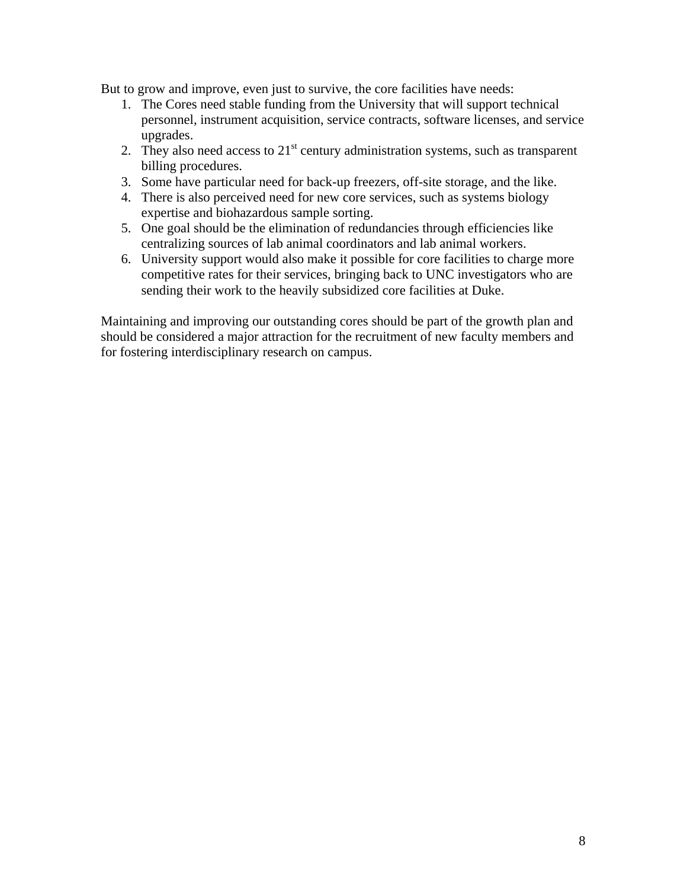But to grow and improve, even just to survive, the core facilities have needs:

1. The Cores need stable funding from the University that will support technical personnel, instrument acquisition, service contracts, software licenses, and service upgrades.
2. They also need access to 21st century administration systems, such as transparent billing procedures.
3. Some have particular need for back-up freezers, off-site storage, and the like.
4. There is also perceived need for new core services, such as systems biology expertise and biohazardous sample sorting.
5. One goal should be the elimination of redundancies through efficiencies like centralizing sources of lab animal coordinators and lab animal workers.
6. University support would also make it possible for core facilities to charge more competitive rates for their services, bringing back to UNC investigators who are sending their work to the heavily subsidized core facilities at Duke.

Maintaining and improving our outstanding cores should be part of the growth plan and should be considered a major attraction for the recruitment of new faculty members and for fostering interdisciplinary research on campus.